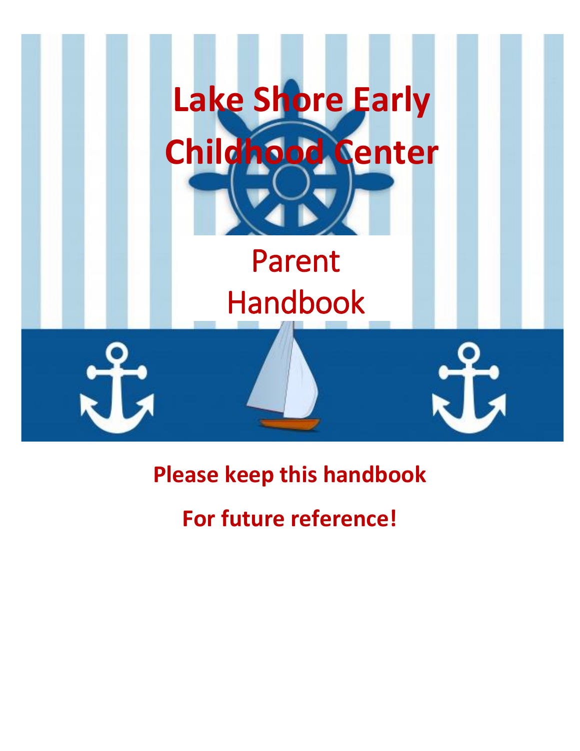# Lake Shore Early Childhood Center

## Parent Handbook

**Please keep this handbook**

**For future reference!**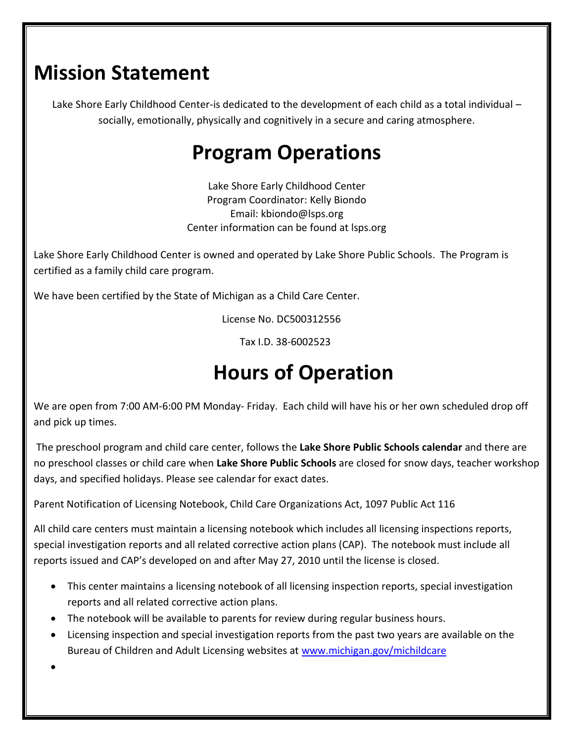# Mission Statement

Lake Shore Early Childhood Center-is dedicated to the development of each child as a total individual – socially, emotionally, physically and cognitively in a secure and caring atmosphere.

# Program Operations

Lake Shore Early Childhood Center
Program Coordinator: Kelly Biondo
Email: kbiondo@lsps.org
Center information can be found at lsps.org

Lake Shore Early Childhood Center is owned and operated by Lake Shore Public Schools. The Program is certified as a family child care program.

We have been certified by the State of Michigan as a Child Care Center.

License No. DC500312556

Tax I.D. 38-6002523

# Hours of Operation

We are open from 7:00 AM-6:00 PM Monday- Friday. Each child will have his or her own scheduled drop off and pick up times.

The preschool program and child care center, follows the **Lake Shore Public Schools calendar** and there are no preschool classes or child care when **Lake Shore Public Schools** are closed for snow days, teacher workshop days, and specified holidays. Please see calendar for exact dates.

Parent Notification of Licensing Notebook, Child Care Organizations Act, 1097 Public Act 116

All child care centers must maintain a licensing notebook which includes all licensing inspections reports, special investigation reports and all related corrective action plans (CAP). The notebook must include all reports issued and CAP's developed on and after May 27, 2010 until the license is closed.

- This center maintains a licensing notebook of all licensing inspection reports, special investigation reports and all related corrective action plans.
- The notebook will be available to parents for review during regular business hours.
- Licensing inspection and special investigation reports from the past two years are available on the Bureau of Children and Adult Licensing websites at www.michigan.gov/michildcare
-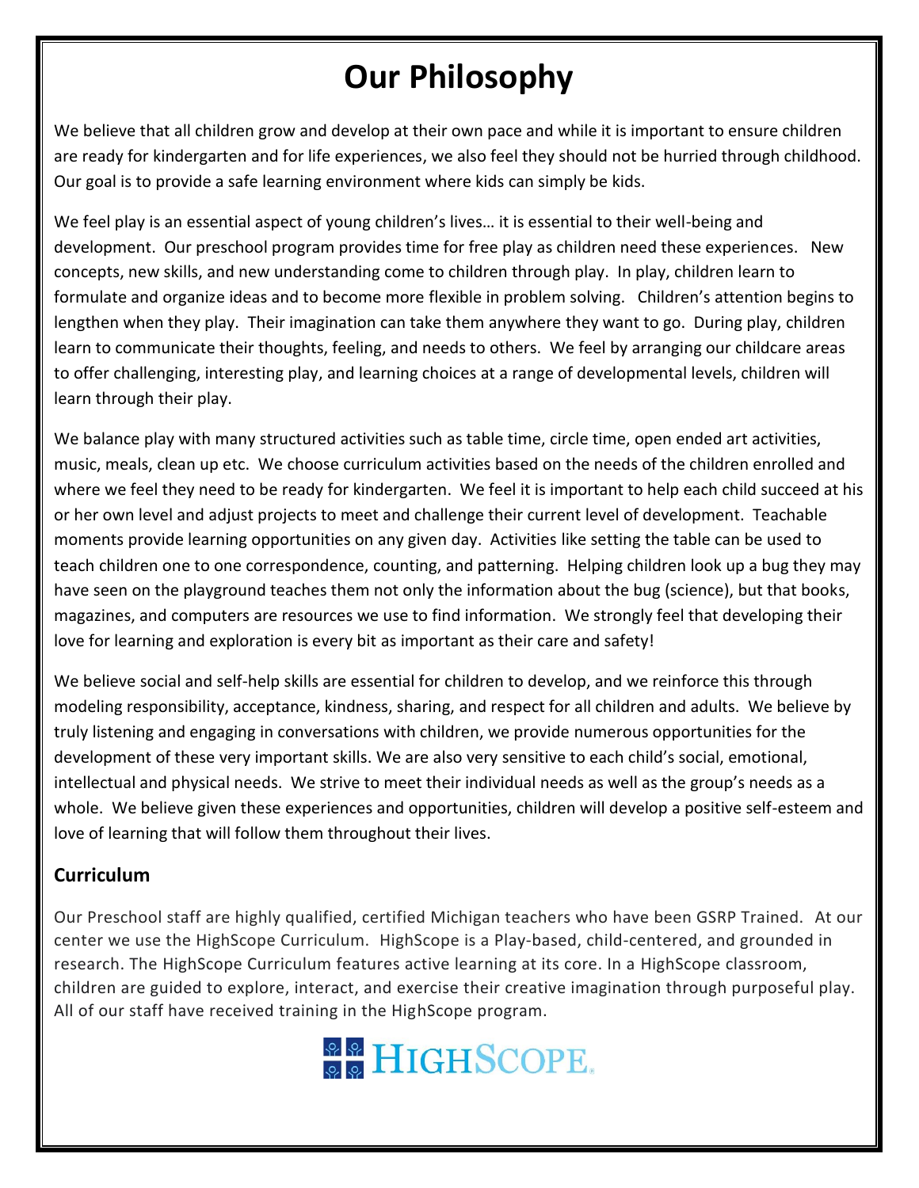# Our Philosophy

We believe that all children grow and develop at their own pace and while it is important to ensure children are ready for kindergarten and for life experiences, we also feel they should not be hurried through childhood. Our goal is to provide a safe learning environment where kids can simply be kids.

We feel play is an essential aspect of young children's lives… it is essential to their well-being and development. Our preschool program provides time for free play as children need these experiences. New concepts, new skills, and new understanding come to children through play. In play, children learn to formulate and organize ideas and to become more flexible in problem solving. Children's attention begins to lengthen when they play. Their imagination can take them anywhere they want to go. During play, children learn to communicate their thoughts, feeling, and needs to others. We feel by arranging our childcare areas to offer challenging, interesting play, and learning choices at a range of developmental levels, children will learn through their play.

We balance play with many structured activities such as table time, circle time, open ended art activities, music, meals, clean up etc. We choose curriculum activities based on the needs of the children enrolled and where we feel they need to be ready for kindergarten. We feel it is important to help each child succeed at his or her own level and adjust projects to meet and challenge their current level of development. Teachable moments provide learning opportunities on any given day. Activities like setting the table can be used to teach children one to one correspondence, counting, and patterning. Helping children look up a bug they may have seen on the playground teaches them not only the information about the bug (science), but that books, magazines, and computers are resources we use to find information. We strongly feel that developing their love for learning and exploration is every bit as important as their care and safety!

We believe social and self-help skills are essential for children to develop, and we reinforce this through modeling responsibility, acceptance, kindness, sharing, and respect for all children and adults. We believe by truly listening and engaging in conversations with children, we provide numerous opportunities for the development of these very important skills. We are also very sensitive to each child's social, emotional, intellectual and physical needs. We strive to meet their individual needs as well as the group's needs as a whole. We believe given these experiences and opportunities, children will develop a positive self-esteem and love of learning that will follow them throughout their lives.

## Curriculum

Our Preschool staff are highly qualified, certified Michigan teachers who have been GSRP Trained. At our center we use the HighScope Curriculum. HighScope is a Play-based, child-centered, and grounded in research. The HighScope Curriculum features active learning at its core. In a HighScope classroom, children are guided to explore, interact, and exercise their creative imagination through purposeful play. All of our staff have received training in the HighScope program.

HIGHSCOPE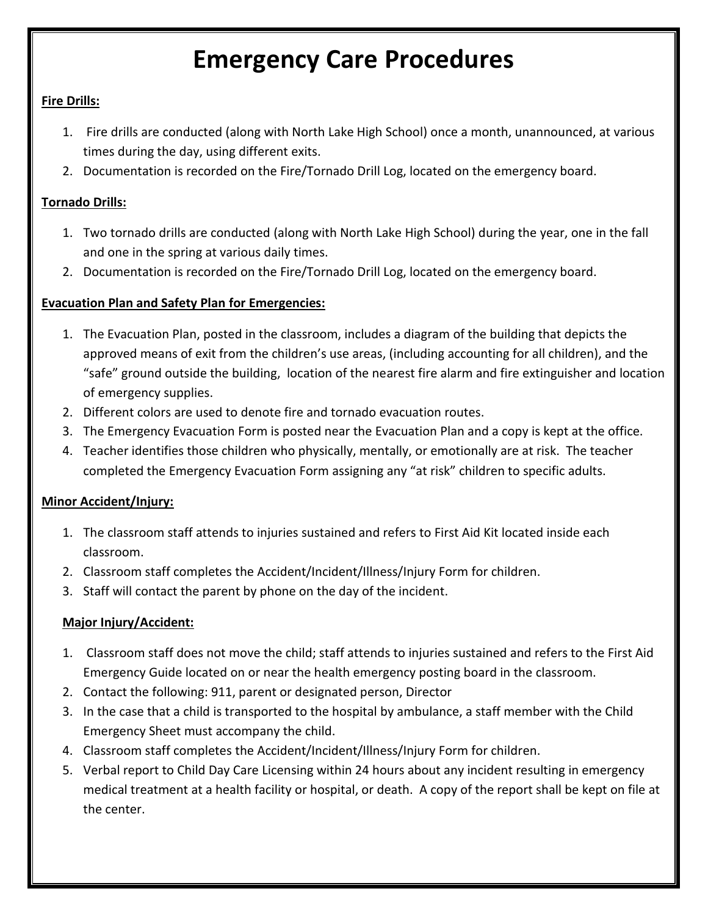# Emergency Care Procedures

**Fire Drills:**

1. Fire drills are conducted (along with North Lake High School) once a month, unannounced, at various times during the day, using different exits.
2. Documentation is recorded on the Fire/Tornado Drill Log, located on the emergency board.

**Tornado Drills:**

1. Two tornado drills are conducted (along with North Lake High School) during the year, one in the fall and one in the spring at various daily times.
2. Documentation is recorded on the Fire/Tornado Drill Log, located on the emergency board.

**Evacuation Plan and Safety Plan for Emergencies:**

1. The Evacuation Plan, posted in the classroom, includes a diagram of the building that depicts the approved means of exit from the children's use areas, (including accounting for all children), and the "safe" ground outside the building, location of the nearest fire alarm and fire extinguisher and location of emergency supplies.
2. Different colors are used to denote fire and tornado evacuation routes.
3. The Emergency Evacuation Form is posted near the Evacuation Plan and a copy is kept at the office.
4. Teacher identifies those children who physically, mentally, or emotionally are at risk. The teacher completed the Emergency Evacuation Form assigning any "at risk" children to specific adults.

**Minor Accident/Injury:**

1. The classroom staff attends to injuries sustained and refers to First Aid Kit located inside each classroom.
2. Classroom staff completes the Accident/Incident/Illness/Injury Form for children.
3. Staff will contact the parent by phone on the day of the incident.

**Major Injury/Accident:**

1. Classroom staff does not move the child; staff attends to injuries sustained and refers to the First Aid Emergency Guide located on or near the health emergency posting board in the classroom.
2. Contact the following: 911, parent or designated person, Director
3. In the case that a child is transported to the hospital by ambulance, a staff member with the Child Emergency Sheet must accompany the child.
4. Classroom staff completes the Accident/Incident/Illness/Injury Form for children.
5. Verbal report to Child Day Care Licensing within 24 hours about any incident resulting in emergency medical treatment at a health facility or hospital, or death. A copy of the report shall be kept on file at the center.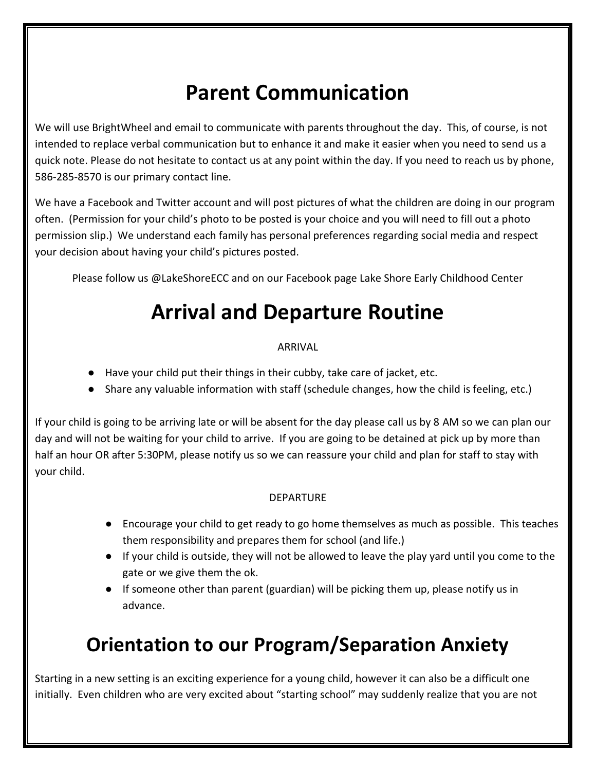# Parent Communication

We will use BrightWheel and email to communicate with parents throughout the day. This, of course, is not intended to replace verbal communication but to enhance it and make it easier when you need to send us a quick note. Please do not hesitate to contact us at any point within the day. If you need to reach us by phone, 586-285-8570 is our primary contact line.

We have a Facebook and Twitter account and will post pictures of what the children are doing in our program often. (Permission for your child's photo to be posted is your choice and you will need to fill out a photo permission slip.) We understand each family has personal preferences regarding social media and respect your decision about having your child's pictures posted.

Please follow us @LakeShoreECC and on our Facebook page Lake Shore Early Childhood Center

# Arrival and Departure Routine

ARRIVAL

- Have your child put their things in their cubby, take care of jacket, etc.
- Share any valuable information with staff (schedule changes, how the child is feeling, etc.)

If your child is going to be arriving late or will be absent for the day please call us by 8 AM so we can plan our day and will not be waiting for your child to arrive. If you are going to be detained at pick up by more than half an hour OR after 5:30PM, please notify us so we can reassure your child and plan for staff to stay with your child.

DEPARTURE

- Encourage your child to get ready to go home themselves as much as possible. This teaches them responsibility and prepares them for school (and life.)
- If your child is outside, they will not be allowed to leave the play yard until you come to the gate or we give them the ok.
- If someone other than parent (guardian) will be picking them up, please notify us in advance.

# Orientation to our Program/Separation Anxiety

Starting in a new setting is an exciting experience for a young child, however it can also be a difficult one initially. Even children who are very excited about "starting school" may suddenly realize that you are not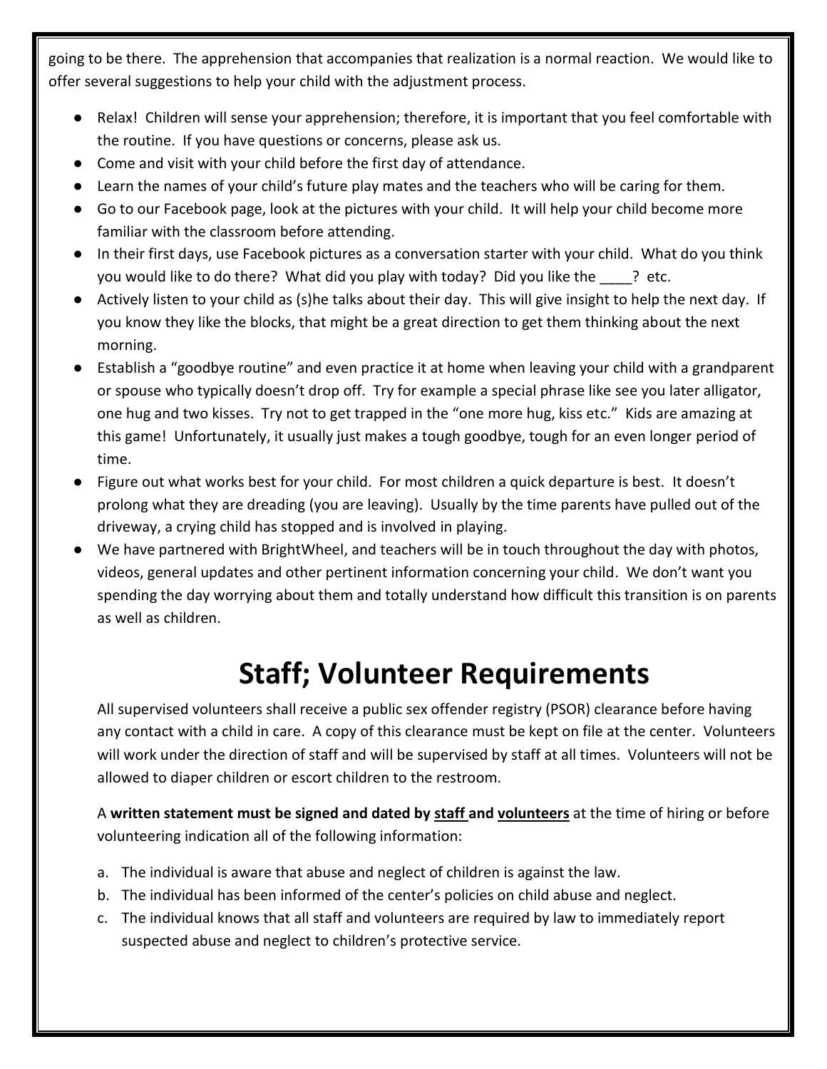going to be there. The apprehension that accompanies that realization is a normal reaction. We would like to offer several suggestions to help your child with the adjustment process.

- Relax! Children will sense your apprehension; therefore, it is important that you feel comfortable with the routine. If you have questions or concerns, please ask us.
- Come and visit with your child before the first day of attendance.
- Learn the names of your child's future play mates and the teachers who will be caring for them.
- Go to our Facebook page, look at the pictures with your child. It will help your child become more familiar with the classroom before attending.
- In their first days, use Facebook pictures as a conversation starter with your child. What do you think you would like to do there? What did you play with today? Did you like the ____? etc.
- Actively listen to your child as (s)he talks about their day. This will give insight to help the next day. If you know they like the blocks, that might be a great direction to get them thinking about the next morning.
- Establish a "goodbye routine" and even practice it at home when leaving your child with a grandparent or spouse who typically doesn't drop off. Try for example a special phrase like see you later alligator, one hug and two kisses. Try not to get trapped in the "one more hug, kiss etc." Kids are amazing at this game! Unfortunately, it usually just makes a tough goodbye, tough for an even longer period of time.
- Figure out what works best for your child. For most children a quick departure is best. It doesn't prolong what they are dreading (you are leaving). Usually by the time parents have pulled out of the driveway, a crying child has stopped and is involved in playing.
- We have partnered with BrightWheel, and teachers will be in touch throughout the day with photos, videos, general updates and other pertinent information concerning your child. We don't want you spending the day worrying about them and totally understand how difficult this transition is on parents as well as children.

# Staff; Volunteer Requirements

All supervised volunteers shall receive a public sex offender registry (PSOR) clearance before having any contact with a child in care. A copy of this clearance must be kept on file at the center. Volunteers will work under the direction of staff and will be supervised by staff at all times. Volunteers will not be allowed to diaper children or escort children to the restroom.

A **written statement must be signed and dated by <u>staff</u> and <u>volunteers</u>** at the time of hiring or before volunteering indication all of the following information:

a. The individual is aware that abuse and neglect of children is against the law.
b. The individual has been informed of the center's policies on child abuse and neglect.
c. The individual knows that all staff and volunteers are required by law to immediately report suspected abuse and neglect to children's protective service.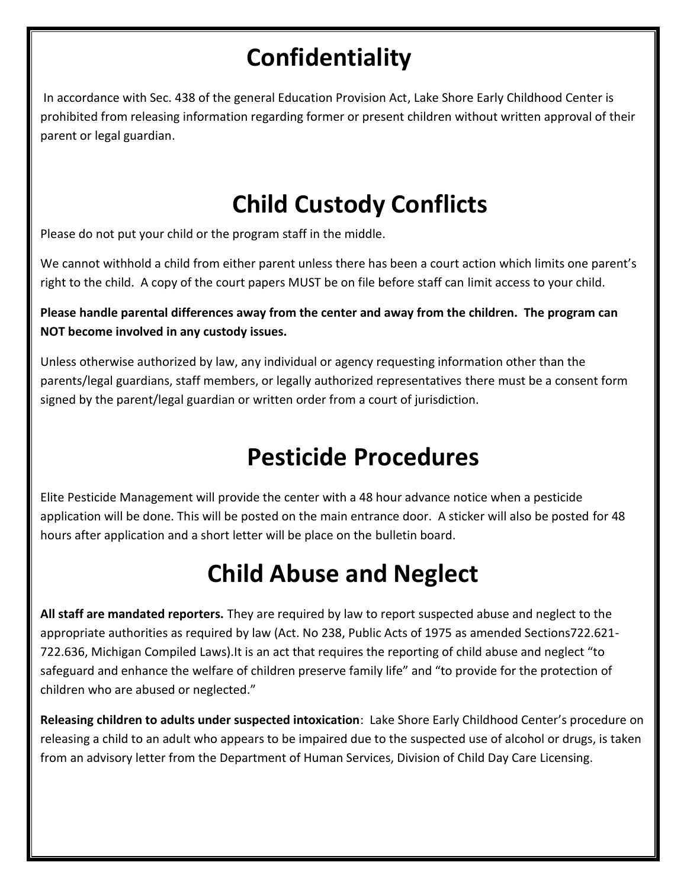# Confidentiality

In accordance with Sec. 438 of the general Education Provision Act, Lake Shore Early Childhood Center is prohibited from releasing information regarding former or present children without written approval of their parent or legal guardian.

# Child Custody Conflicts

Please do not put your child or the program staff in the middle.

We cannot withhold a child from either parent unless there has been a court action which limits one parent's right to the child. A copy of the court papers MUST be on file before staff can limit access to your child.

**Please handle parental differences away from the center and away from the children. The program can NOT become involved in any custody issues.**

Unless otherwise authorized by law, any individual or agency requesting information other than the parents/legal guardians, staff members, or legally authorized representatives there must be a consent form signed by the parent/legal guardian or written order from a court of jurisdiction.

# Pesticide Procedures

Elite Pesticide Management will provide the center with a 48 hour advance notice when a pesticide application will be done. This will be posted on the main entrance door. A sticker will also be posted for 48 hours after application and a short letter will be place on the bulletin board.

# Child Abuse and Neglect

**All staff are mandated reporters.** They are required by law to report suspected abuse and neglect to the appropriate authorities as required by law (Act. No 238, Public Acts of 1975 as amended Sections722.621-722.636, Michigan Compiled Laws).It is an act that requires the reporting of child abuse and neglect "to safeguard and enhance the welfare of children preserve family life" and "to provide for the protection of children who are abused or neglected."

**Releasing children to adults under suspected intoxication**: Lake Shore Early Childhood Center's procedure on releasing a child to an adult who appears to be impaired due to the suspected use of alcohol or drugs, is taken from an advisory letter from the Department of Human Services, Division of Child Day Care Licensing.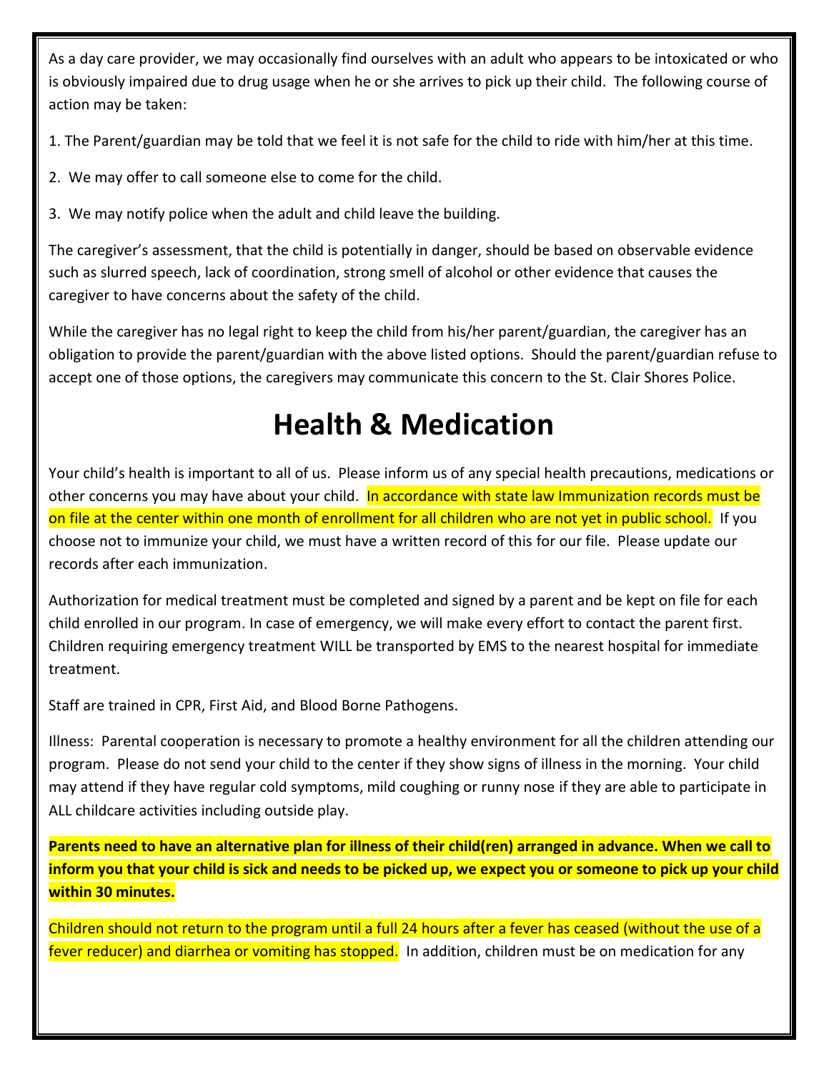As a day care provider, we may occasionally find ourselves with an adult who appears to be intoxicated or who is obviously impaired due to drug usage when he or she arrives to pick up their child. The following course of action may be taken:

1. The Parent/guardian may be told that we feel it is not safe for the child to ride with him/her at this time.

2. We may offer to call someone else to come for the child.

3. We may notify police when the adult and child leave the building.

The caregiver's assessment, that the child is potentially in danger, should be based on observable evidence such as slurred speech, lack of coordination, strong smell of alcohol or other evidence that causes the caregiver to have concerns about the safety of the child.

While the caregiver has no legal right to keep the child from his/her parent/guardian, the caregiver has an obligation to provide the parent/guardian with the above listed options. Should the parent/guardian refuse to accept one of those options, the caregivers may communicate this concern to the St. Clair Shores Police.

# Health & Medication

Your child's health is important to all of us. Please inform us of any special health precautions, medications or other concerns you may have about your child. In accordance with state law Immunization records must be on file at the center within one month of enrollment for all children who are not yet in public school. If you choose not to immunize your child, we must have a written record of this for our file. Please update our records after each immunization.

Authorization for medical treatment must be completed and signed by a parent and be kept on file for each child enrolled in our program. In case of emergency, we will make every effort to contact the parent first. Children requiring emergency treatment WILL be transported by EMS to the nearest hospital for immediate treatment.

Staff are trained in CPR, First Aid, and Blood Borne Pathogens.

Illness: Parental cooperation is necessary to promote a healthy environment for all the children attending our program. Please do not send your child to the center if they show signs of illness in the morning. Your child may attend if they have regular cold symptoms, mild coughing or runny nose if they are able to participate in ALL childcare activities including outside play.

**Parents need to have an alternative plan for illness of their child(ren) arranged in advance. When we call to inform you that your child is sick and needs to be picked up, we expect you or someone to pick up your child within 30 minutes.**

Children should not return to the program until a full 24 hours after a fever has ceased (without the use of a fever reducer) and diarrhea or vomiting has stopped. In addition, children must be on medication for any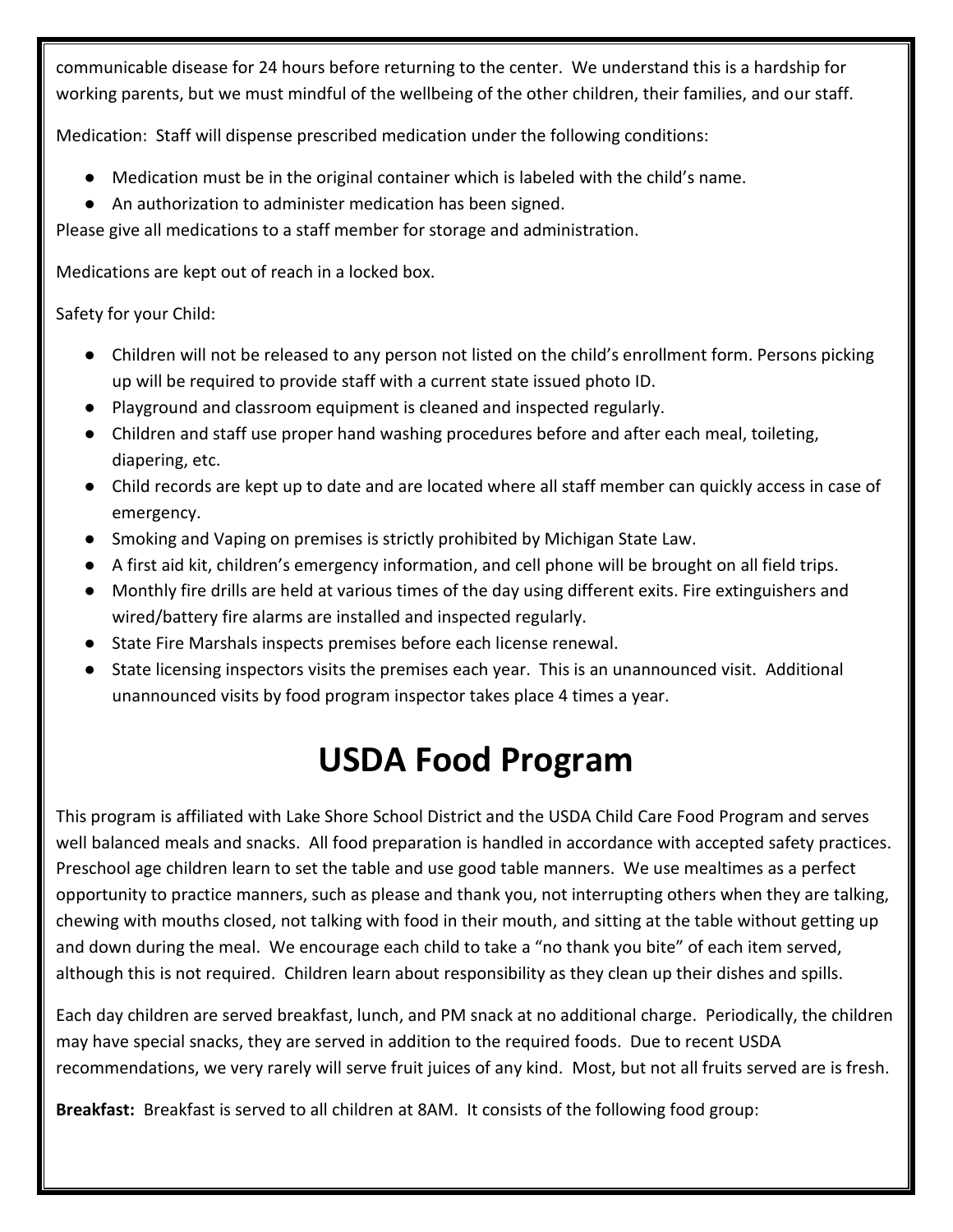communicable disease for 24 hours before returning to the center. We understand this is a hardship for working parents, but we must mindful of the wellbeing of the other children, their families, and our staff.

Medication: Staff will dispense prescribed medication under the following conditions:

- Medication must be in the original container which is labeled with the child's name.
- An authorization to administer medication has been signed.

Please give all medications to a staff member for storage and administration.

Medications are kept out of reach in a locked box.

Safety for your Child:

- Children will not be released to any person not listed on the child's enrollment form. Persons picking up will be required to provide staff with a current state issued photo ID.
- Playground and classroom equipment is cleaned and inspected regularly.
- Children and staff use proper hand washing procedures before and after each meal, toileting, diapering, etc.
- Child records are kept up to date and are located where all staff member can quickly access in case of emergency.
- Smoking and Vaping on premises is strictly prohibited by Michigan State Law.
- A first aid kit, children's emergency information, and cell phone will be brought on all field trips.
- Monthly fire drills are held at various times of the day using different exits. Fire extinguishers and wired/battery fire alarms are installed and inspected regularly.
- State Fire Marshals inspects premises before each license renewal.
- State licensing inspectors visits the premises each year. This is an unannounced visit. Additional unannounced visits by food program inspector takes place 4 times a year.

# USDA Food Program

This program is affiliated with Lake Shore School District and the USDA Child Care Food Program and serves well balanced meals and snacks. All food preparation is handled in accordance with accepted safety practices. Preschool age children learn to set the table and use good table manners. We use mealtimes as a perfect opportunity to practice manners, such as please and thank you, not interrupting others when they are talking, chewing with mouths closed, not talking with food in their mouth, and sitting at the table without getting up and down during the meal. We encourage each child to take a "no thank you bite" of each item served, although this is not required. Children learn about responsibility as they clean up their dishes and spills.

Each day children are served breakfast, lunch, and PM snack at no additional charge. Periodically, the children may have special snacks, they are served in addition to the required foods. Due to recent USDA recommendations, we very rarely will serve fruit juices of any kind. Most, but not all fruits served are is fresh.

**Breakfast:** Breakfast is served to all children at 8AM. It consists of the following food group: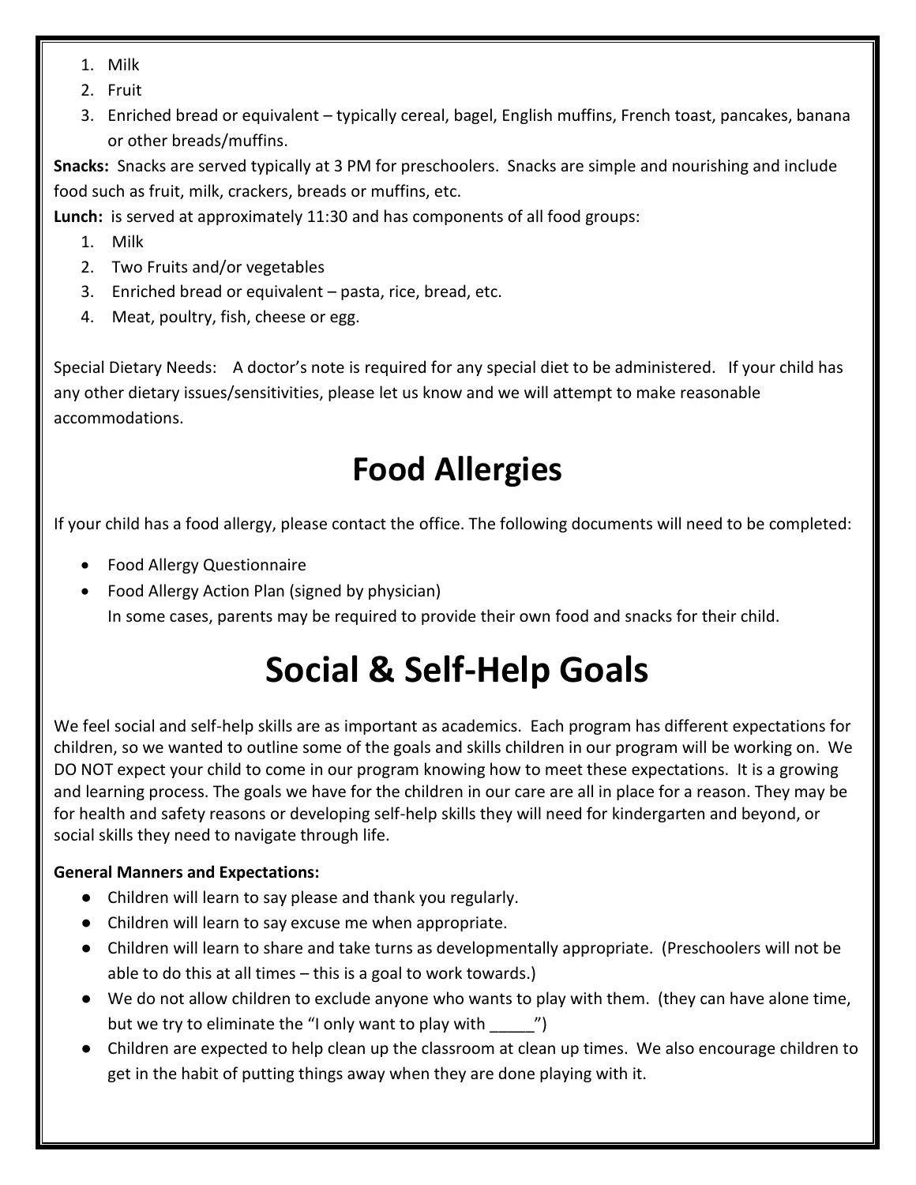1. Milk
2. Fruit
3. Enriched bread or equivalent – typically cereal, bagel, English muffins, French toast, pancakes, banana or other breads/muffins.

**Snacks:** Snacks are served typically at 3 PM for preschoolers. Snacks are simple and nourishing and include food such as fruit, milk, crackers, breads or muffins, etc.

**Lunch:** is served at approximately 11:30 and has components of all food groups:

1. Milk
2. Two Fruits and/or vegetables
3. Enriched bread or equivalent – pasta, rice, bread, etc.
4. Meat, poultry, fish, cheese or egg.

Special Dietary Needs: A doctor's note is required for any special diet to be administered. If your child has any other dietary issues/sensitivities, please let us know and we will attempt to make reasonable accommodations.

# Food Allergies

If your child has a food allergy, please contact the office. The following documents will need to be completed:

- Food Allergy Questionnaire
- Food Allergy Action Plan (signed by physician)
  In some cases, parents may be required to provide their own food and snacks for their child.

# Social & Self-Help Goals

We feel social and self-help skills are as important as academics. Each program has different expectations for children, so we wanted to outline some of the goals and skills children in our program will be working on. We DO NOT expect your child to come in our program knowing how to meet these expectations. It is a growing and learning process. The goals we have for the children in our care are all in place for a reason. They may be for health and safety reasons or developing self-help skills they will need for kindergarten and beyond, or social skills they need to navigate through life.

**General Manners and Expectations:**

- Children will learn to say please and thank you regularly.
- Children will learn to say excuse me when appropriate.
- Children will learn to share and take turns as developmentally appropriate. (Preschoolers will not be able to do this at all times – this is a goal to work towards.)
- We do not allow children to exclude anyone who wants to play with them. (they can have alone time, but we try to eliminate the "I only want to play with _____")
- Children are expected to help clean up the classroom at clean up times. We also encourage children to get in the habit of putting things away when they are done playing with it.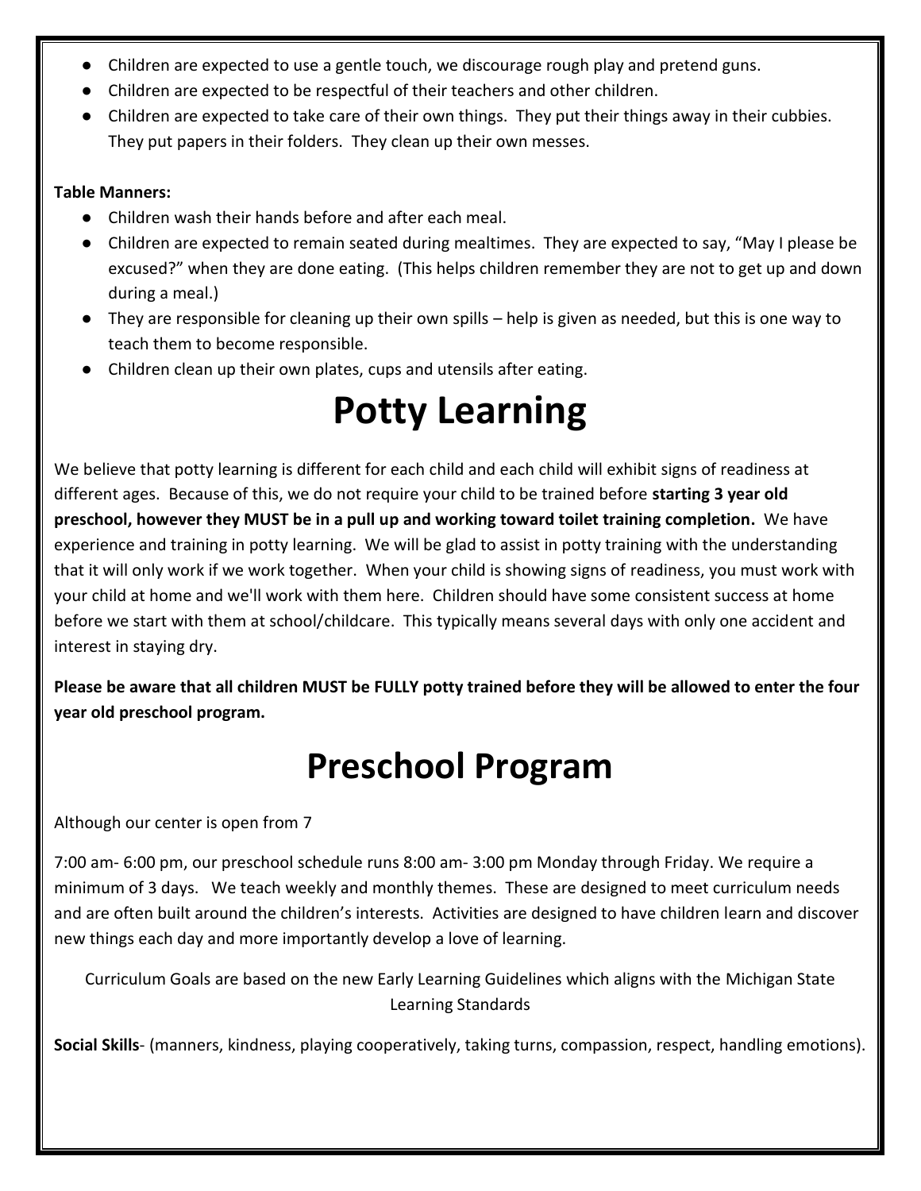- Children are expected to use a gentle touch, we discourage rough play and pretend guns.
- Children are expected to be respectful of their teachers and other children.
- Children are expected to take care of their own things. They put their things away in their cubbies. They put papers in their folders. They clean up their own messes.

**Table Manners:**

- Children wash their hands before and after each meal.
- Children are expected to remain seated during mealtimes. They are expected to say, "May I please be excused?" when they are done eating. (This helps children remember they are not to get up and down during a meal.)
- They are responsible for cleaning up their own spills – help is given as needed, but this is one way to teach them to become responsible.
- Children clean up their own plates, cups and utensils after eating.

# Potty Learning

We believe that potty learning is different for each child and each child will exhibit signs of readiness at different ages. Because of this, we do not require your child to be trained before **starting 3 year old preschool, however they MUST be in a pull up and working toward toilet training completion.** We have experience and training in potty learning. We will be glad to assist in potty training with the understanding that it will only work if we work together. When your child is showing signs of readiness, you must work with your child at home and we'll work with them here. Children should have some consistent success at home before we start with them at school/childcare. This typically means several days with only one accident and interest in staying dry.

**Please be aware that all children MUST be FULLY potty trained before they will be allowed to enter the four year old preschool program.**

# Preschool Program

Although our center is open from 7

7:00 am- 6:00 pm, our preschool schedule runs 8:00 am- 3:00 pm Monday through Friday. We require a minimum of 3 days. We teach weekly and monthly themes. These are designed to meet curriculum needs and are often built around the children's interests. Activities are designed to have children learn and discover new things each day and more importantly develop a love of learning.

Curriculum Goals are based on the new Early Learning Guidelines which aligns with the Michigan State Learning Standards

**Social Skills**- (manners, kindness, playing cooperatively, taking turns, compassion, respect, handling emotions).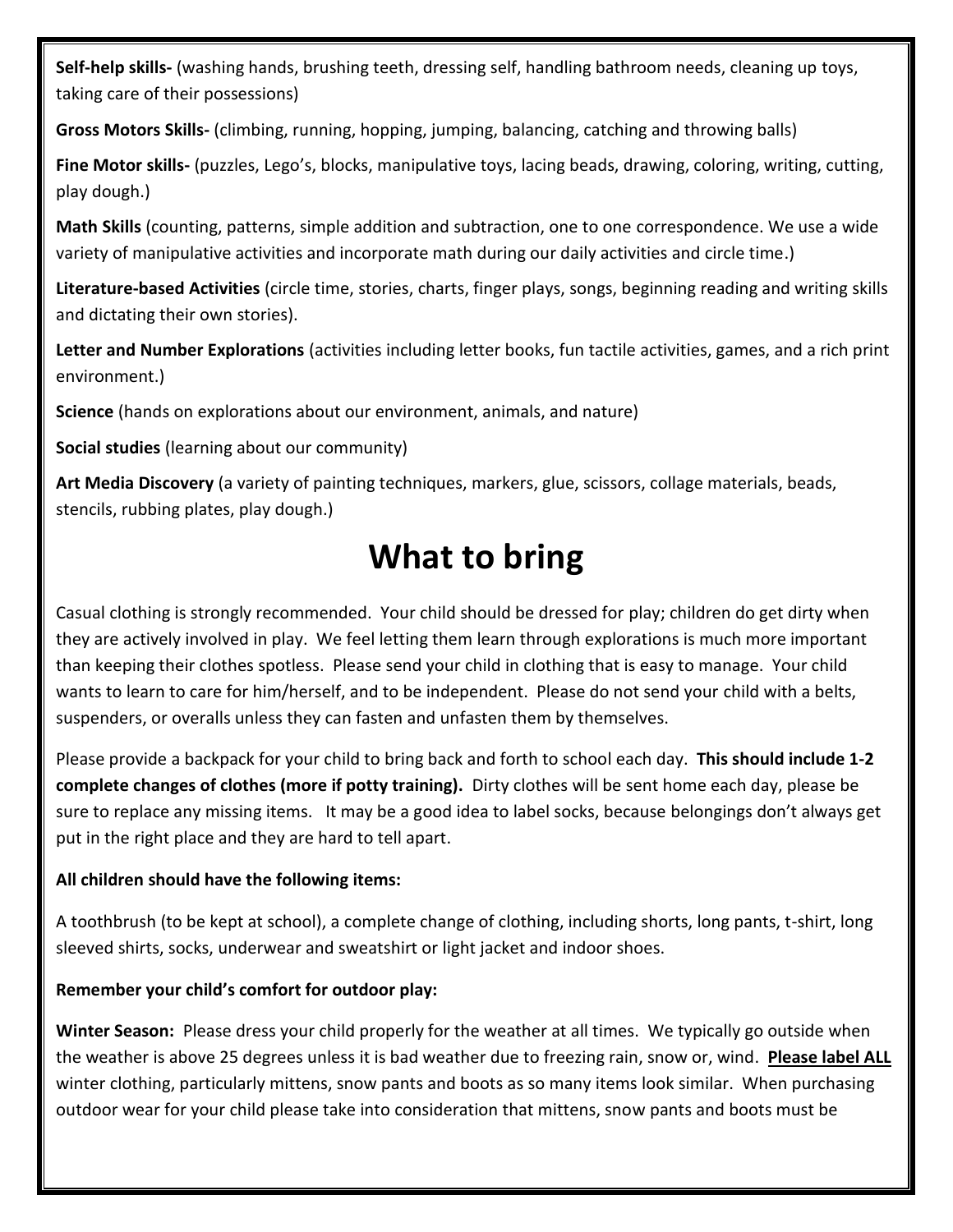**Self-help skills-** (washing hands, brushing teeth, dressing self, handling bathroom needs, cleaning up toys, taking care of their possessions)

**Gross Motors Skills-** (climbing, running, hopping, jumping, balancing, catching and throwing balls)

**Fine Motor skills-** (puzzles, Lego's, blocks, manipulative toys, lacing beads, drawing, coloring, writing, cutting, play dough.)

**Math Skills** (counting, patterns, simple addition and subtraction, one to one correspondence. We use a wide variety of manipulative activities and incorporate math during our daily activities and circle time.)

**Literature-based Activities** (circle time, stories, charts, finger plays, songs, beginning reading and writing skills and dictating their own stories).

**Letter and Number Explorations** (activities including letter books, fun tactile activities, games, and a rich print environment.)

**Science** (hands on explorations about our environment, animals, and nature)

**Social studies** (learning about our community)

**Art Media Discovery** (a variety of painting techniques, markers, glue, scissors, collage materials, beads, stencils, rubbing plates, play dough.)

# What to bring

Casual clothing is strongly recommended. Your child should be dressed for play; children do get dirty when they are actively involved in play. We feel letting them learn through explorations is much more important than keeping their clothes spotless. Please send your child in clothing that is easy to manage. Your child wants to learn to care for him/herself, and to be independent. Please do not send your child with a belts, suspenders, or overalls unless they can fasten and unfasten them by themselves.

Please provide a backpack for your child to bring back and forth to school each day. **This should include 1-2 complete changes of clothes (more if potty training).** Dirty clothes will be sent home each day, please be sure to replace any missing items. It may be a good idea to label socks, because belongings don't always get put in the right place and they are hard to tell apart.

**All children should have the following items:**

A toothbrush (to be kept at school), a complete change of clothing, including shorts, long pants, t-shirt, long sleeved shirts, socks, underwear and sweatshirt or light jacket and indoor shoes.

**Remember your child's comfort for outdoor play:**

**Winter Season:** Please dress your child properly for the weather at all times. We typically go outside when the weather is above 25 degrees unless it is bad weather due to freezing rain, snow or, wind. **Please label ALL** winter clothing, particularly mittens, snow pants and boots as so many items look similar. When purchasing outdoor wear for your child please take into consideration that mittens, snow pants and boots must be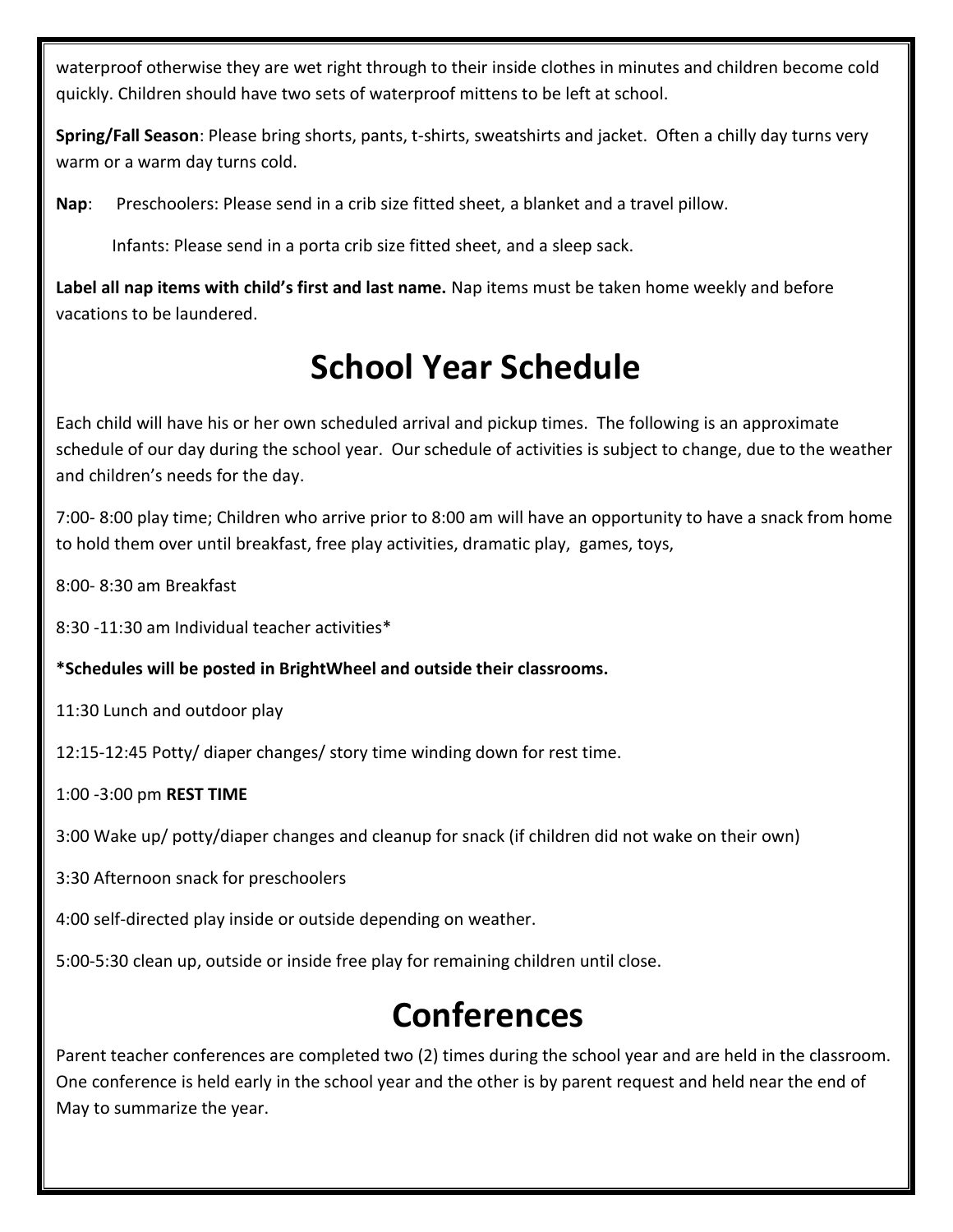waterproof otherwise they are wet right through to their inside clothes in minutes and children become cold quickly. Children should have two sets of waterproof mittens to be left at school.

**Spring/Fall Season**: Please bring shorts, pants, t-shirts, sweatshirts and jacket. Often a chilly day turns very warm or a warm day turns cold.

**Nap**: Preschoolers: Please send in a crib size fitted sheet, a blanket and a travel pillow.

Infants: Please send in a porta crib size fitted sheet, and a sleep sack.

**Label all nap items with child's first and last name.** Nap items must be taken home weekly and before vacations to be laundered.

# School Year Schedule

Each child will have his or her own scheduled arrival and pickup times. The following is an approximate schedule of our day during the school year. Our schedule of activities is subject to change, due to the weather and children's needs for the day.

7:00- 8:00 play time; Children who arrive prior to 8:00 am will have an opportunity to have a snack from home to hold them over until breakfast, free play activities, dramatic play, games, toys,

8:00- 8:30 am Breakfast

8:30 -11:30 am Individual teacher activities*

**\*Schedules will be posted in BrightWheel and outside their classrooms.**

11:30 Lunch and outdoor play

12:15-12:45 Potty/ diaper changes/ story time winding down for rest time.

1:00 -3:00 pm **REST TIME**

3:00 Wake up/ potty/diaper changes and cleanup for snack (if children did not wake on their own)

3:30 Afternoon snack for preschoolers

4:00 self-directed play inside or outside depending on weather.

5:00-5:30 clean up, outside or inside free play for remaining children until close.

# Conferences

Parent teacher conferences are completed two (2) times during the school year and are held in the classroom. One conference is held early in the school year and the other is by parent request and held near the end of May to summarize the year.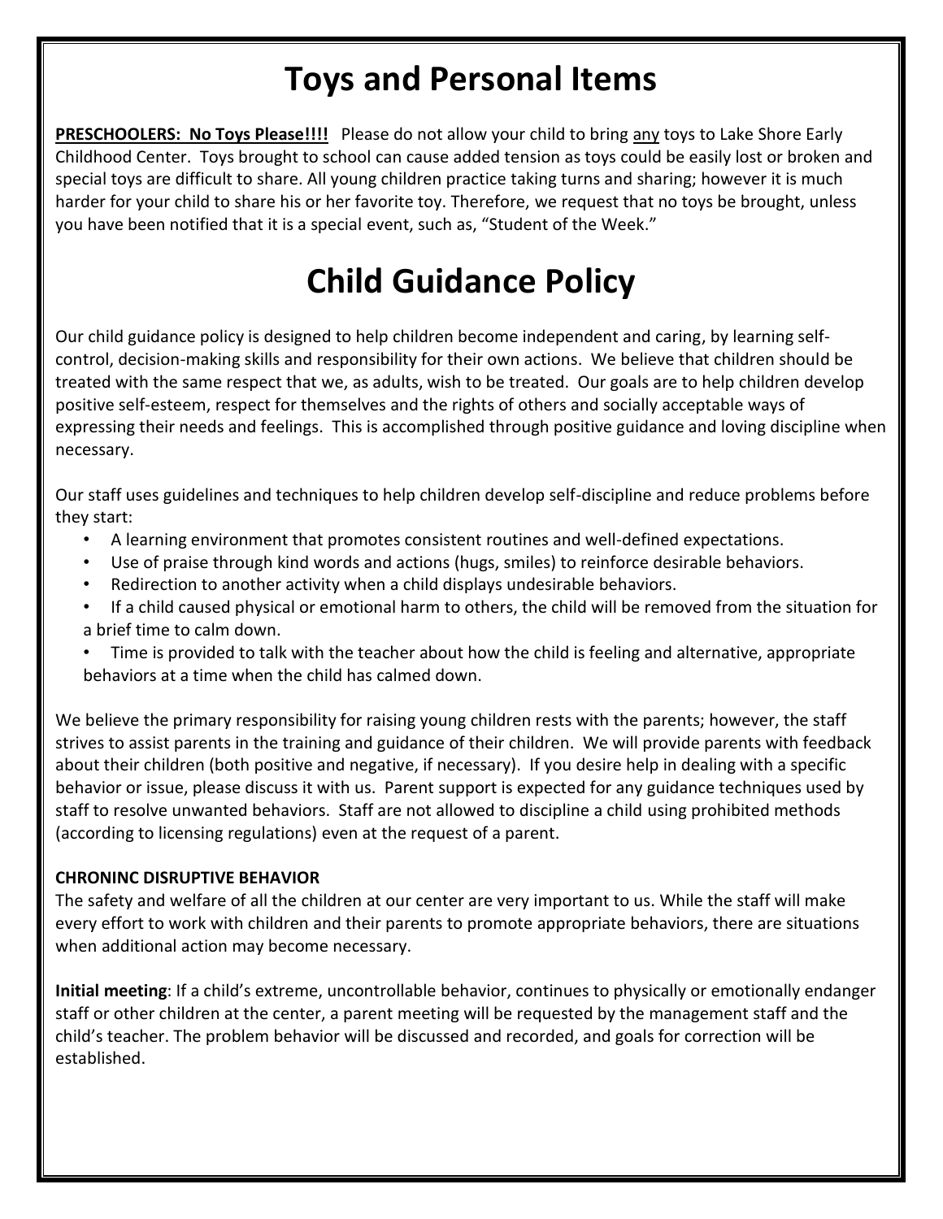# Toys and Personal Items

**<u>PRESCHOOLERS: No Toys Please!!!!</u>** Please do not allow your child to bring <u>any</u> toys to Lake Shore Early Childhood Center. Toys brought to school can cause added tension as toys could be easily lost or broken and special toys are difficult to share. All young children practice taking turns and sharing; however it is much harder for your child to share his or her favorite toy. Therefore, we request that no toys be brought, unless you have been notified that it is a special event, such as, "Student of the Week."

# Child Guidance Policy

Our child guidance policy is designed to help children become independent and caring, by learning self-control, decision-making skills and responsibility for their own actions. We believe that children should be treated with the same respect that we, as adults, wish to be treated. Our goals are to help children develop positive self-esteem, respect for themselves and the rights of others and socially acceptable ways of expressing their needs and feelings. This is accomplished through positive guidance and loving discipline when necessary.

Our staff uses guidelines and techniques to help children develop self-discipline and reduce problems before they start:

- A learning environment that promotes consistent routines and well-defined expectations.
- Use of praise through kind words and actions (hugs, smiles) to reinforce desirable behaviors.
- Redirection to another activity when a child displays undesirable behaviors.
- If a child caused physical or emotional harm to others, the child will be removed from the situation for a brief time to calm down.
- Time is provided to talk with the teacher about how the child is feeling and alternative, appropriate behaviors at a time when the child has calmed down.

We believe the primary responsibility for raising young children rests with the parents; however, the staff strives to assist parents in the training and guidance of their children. We will provide parents with feedback about their children (both positive and negative, if necessary). If you desire help in dealing with a specific behavior or issue, please discuss it with us. Parent support is expected for any guidance techniques used by staff to resolve unwanted behaviors. Staff are not allowed to discipline a child using prohibited methods (according to licensing regulations) even at the request of a parent.

**CHRONINC DISRUPTIVE BEHAVIOR**

The safety and welfare of all the children at our center are very important to us. While the staff will make every effort to work with children and their parents to promote appropriate behaviors, there are situations when additional action may become necessary.

**Initial meeting**: If a child's extreme, uncontrollable behavior, continues to physically or emotionally endanger staff or other children at the center, a parent meeting will be requested by the management staff and the child's teacher. The problem behavior will be discussed and recorded, and goals for correction will be established.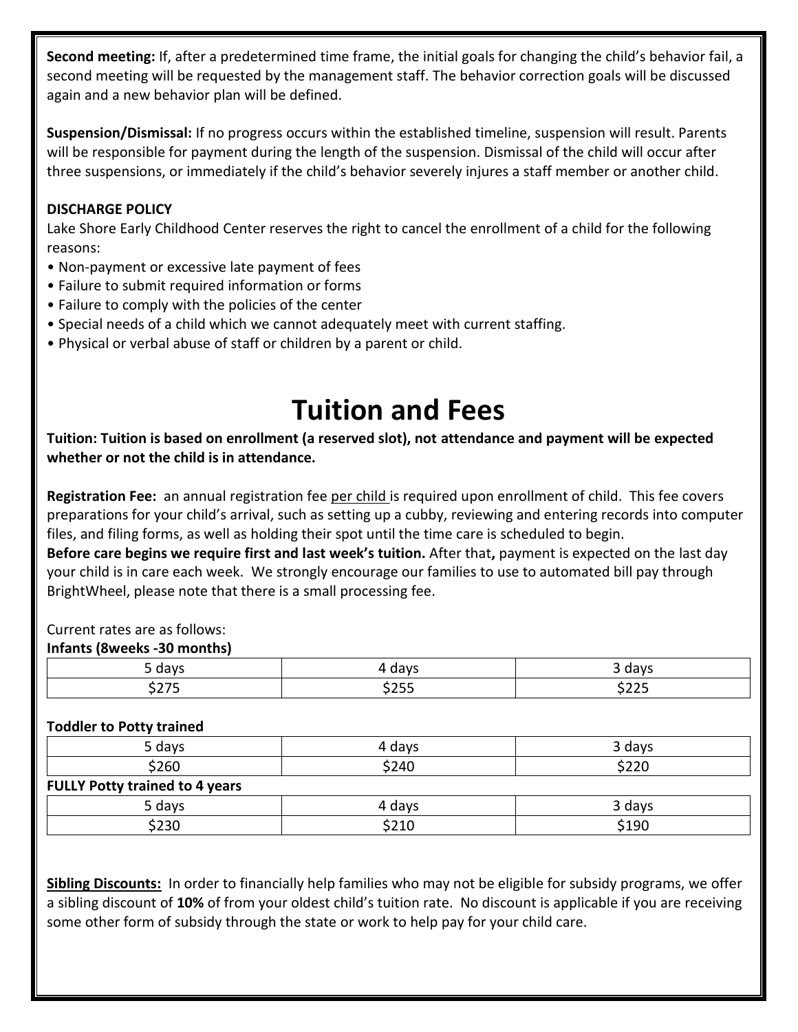**Second meeting:** If, after a predetermined time frame, the initial goals for changing the child's behavior fail, a second meeting will be requested by the management staff. The behavior correction goals will be discussed again and a new behavior plan will be defined.

**Suspension/Dismissal:** If no progress occurs within the established timeline, suspension will result. Parents will be responsible for payment during the length of the suspension. Dismissal of the child will occur after three suspensions, or immediately if the child's behavior severely injures a staff member or another child.

**DISCHARGE POLICY**

Lake Shore Early Childhood Center reserves the right to cancel the enrollment of a child for the following reasons:

- Non-payment or excessive late payment of fees
- Failure to submit required information or forms
- Failure to comply with the policies of the center
- Special needs of a child which we cannot adequately meet with current staffing.
- Physical or verbal abuse of staff or children by a parent or child.

# Tuition and Fees

**Tuition: Tuition is based on enrollment (a reserved slot), not attendance and payment will be expected whether or not the child is in attendance.**

**Registration Fee:** an annual registration fee per child is required upon enrollment of child. This fee covers preparations for your child's arrival, such as setting up a cubby, reviewing and entering records into computer files, and filing forms, as well as holding their spot until the time care is scheduled to begin.

**Before care begins we require first and last week's tuition.** After that**,** payment is expected on the last day your child is in care each week. We strongly encourage our families to use to automated bill pay through BrightWheel, please note that there is a small processing fee.

Current rates are as follows:

**Infants (8weeks -30 months)**

| 5 days | 4 days | 3 days |
|---|---|---|
| $275 | $255 | $225 |

**Toddler to Potty trained**

| 5 days | 4 days | 3 days |
|---|---|---|
| $260 | $240 | $220 |

**FULLY Potty trained to 4 years**

| 5 days | 4 days | 3 days |
|---|---|---|
| $230 | $210 | $190 |

**Sibling Discounts:** In order to financially help families who may not be eligible for subsidy programs, we offer a sibling discount of **10%** of from your oldest child's tuition rate. No discount is applicable if you are receiving some other form of subsidy through the state or work to help pay for your child care.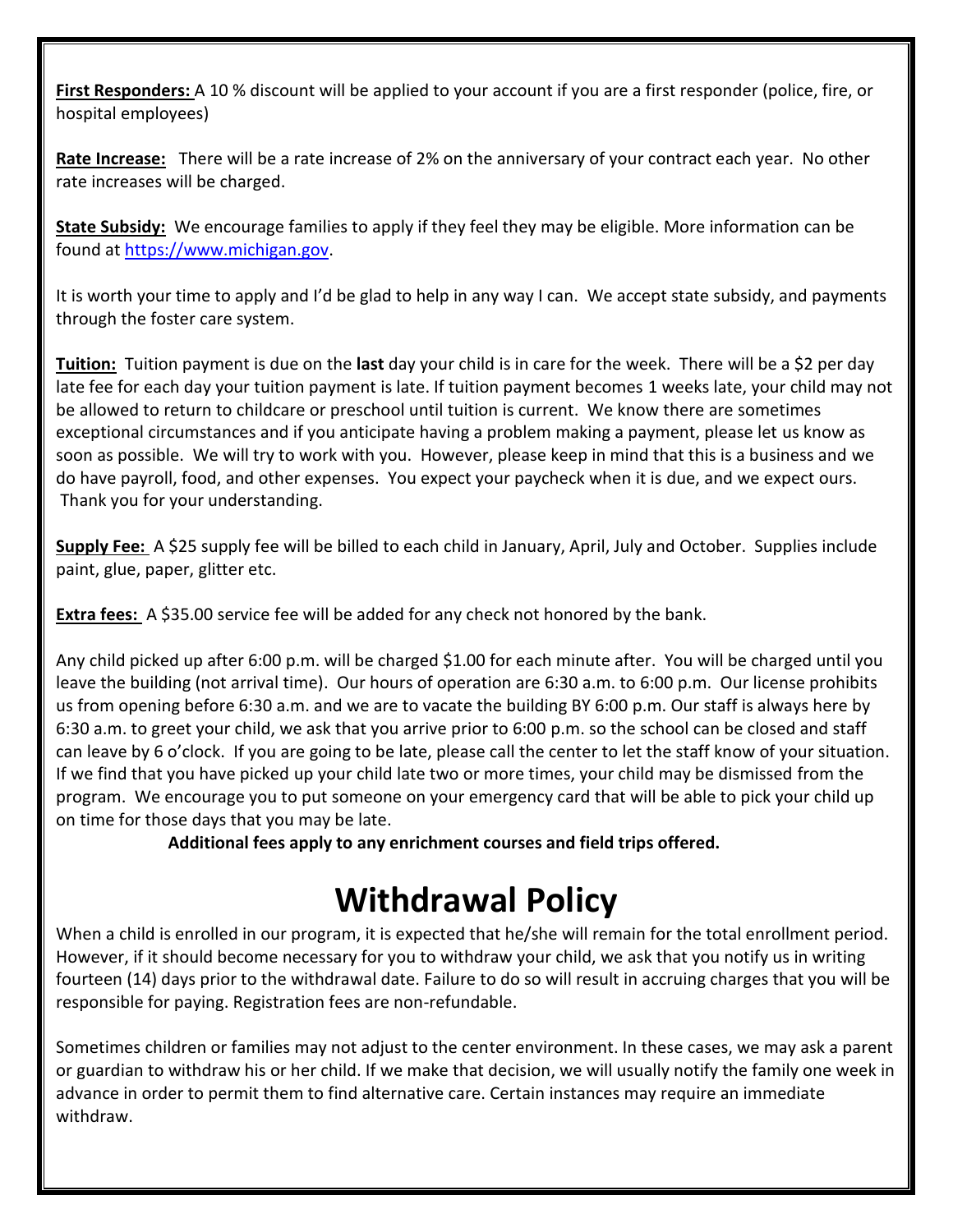**First Responders:** A 10 % discount will be applied to your account if you are a first responder (police, fire, or hospital employees)

**Rate Increase:** There will be a rate increase of 2% on the anniversary of your contract each year. No other rate increases will be charged.

**State Subsidy:** We encourage families to apply if they feel they may be eligible. More information can be found at [https://www.michigan.gov](https://www.michigan.gov).

It is worth your time to apply and I'd be glad to help in any way I can. We accept state subsidy, and payments through the foster care system.

**Tuition:** Tuition payment is due on the **last** day your child is in care for the week. There will be a $2 per day late fee for each day your tuition payment is late. If tuition payment becomes 1 weeks late, your child may not be allowed to return to childcare or preschool until tuition is current. We know there are sometimes exceptional circumstances and if you anticipate having a problem making a payment, please let us know as soon as possible. We will try to work with you. However, please keep in mind that this is a business and we do have payroll, food, and other expenses. You expect your paycheck when it is due, and we expect ours. Thank you for your understanding.

**Supply Fee:** A $25 supply fee will be billed to each child in January, April, July and October. Supplies include paint, glue, paper, glitter etc.

**Extra fees:** A $35.00 service fee will be added for any check not honored by the bank.

Any child picked up after 6:00 p.m. will be charged $1.00 for each minute after. You will be charged until you leave the building (not arrival time). Our hours of operation are 6:30 a.m. to 6:00 p.m. Our license prohibits us from opening before 6:30 a.m. and we are to vacate the building BY 6:00 p.m. Our staff is always here by 6:30 a.m. to greet your child, we ask that you arrive prior to 6:00 p.m. so the school can be closed and staff can leave by 6 o'clock. If you are going to be late, please call the center to let the staff know of your situation. If we find that you have picked up your child late two or more times, your child may be dismissed from the program. We encourage you to put someone on your emergency card that will be able to pick your child up on time for those days that you may be late.

**Additional fees apply to any enrichment courses and field trips offered.**

# Withdrawal Policy

When a child is enrolled in our program, it is expected that he/she will remain for the total enrollment period. However, if it should become necessary for you to withdraw your child, we ask that you notify us in writing fourteen (14) days prior to the withdrawal date. Failure to do so will result in accruing charges that you will be responsible for paying. Registration fees are non-refundable.

Sometimes children or families may not adjust to the center environment. In these cases, we may ask a parent or guardian to withdraw his or her child. If we make that decision, we will usually notify the family one week in advance in order to permit them to find alternative care. Certain instances may require an immediate withdraw.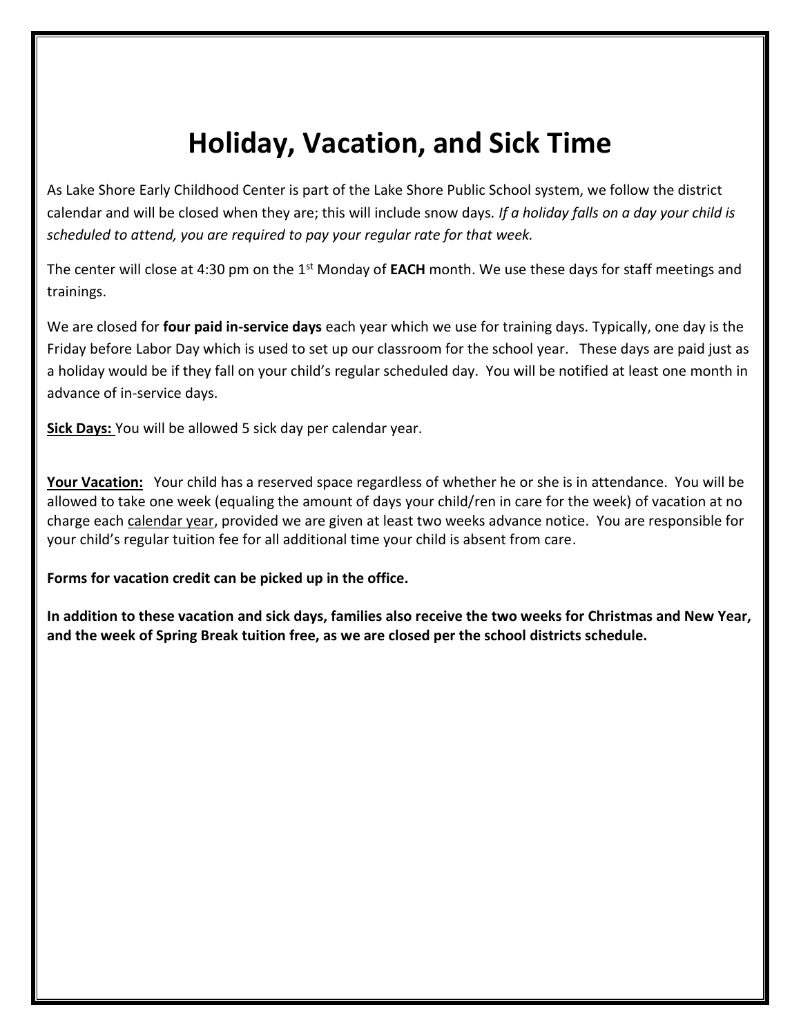# Holiday, Vacation, and Sick Time

As Lake Shore Early Childhood Center is part of the Lake Shore Public School system, we follow the district calendar and will be closed when they are; this will include snow days. *If a holiday falls on a day your child is scheduled to attend, you are required to pay your regular rate for that week.*

The center will close at 4:30 pm on the 1st Monday of **EACH** month. We use these days for staff meetings and trainings.

We are closed for **four paid in-service days** each year which we use for training days. Typically, one day is the Friday before Labor Day which is used to set up our classroom for the school year. These days are paid just as a holiday would be if they fall on your child's regular scheduled day. You will be notified at least one month in advance of in-service days.

**Sick Days:** You will be allowed 5 sick day per calendar year.

**Your Vacation:** Your child has a reserved space regardless of whether he or she is in attendance. You will be allowed to take one week (equaling the amount of days your child/ren in care for the week) of vacation at no charge each calendar year, provided we are given at least two weeks advance notice. You are responsible for your child's regular tuition fee for all additional time your child is absent from care.

**Forms for vacation credit can be picked up in the office.**

**In addition to these vacation and sick days, families also receive the two weeks for Christmas and New Year, and the week of Spring Break tuition free, as we are closed per the school districts schedule.**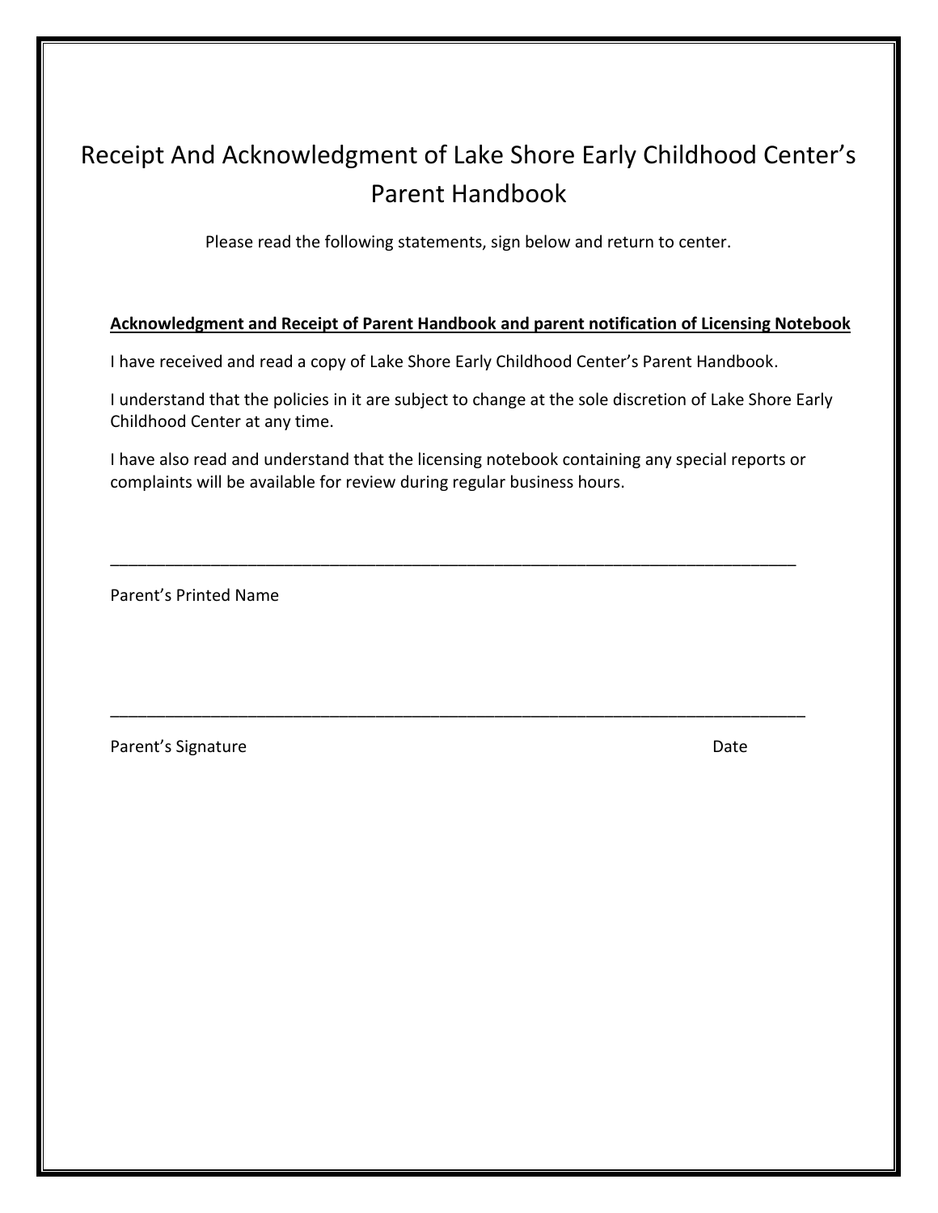# Receipt And Acknowledgment of Lake Shore Early Childhood Center's Parent Handbook

Please read the following statements, sign below and return to center.

**Acknowledgment and Receipt of Parent Handbook and parent notification of Licensing Notebook**

I have received and read a copy of Lake Shore Early Childhood Center's Parent Handbook.

I understand that the policies in it are subject to change at the sole discretion of Lake Shore Early Childhood Center at any time.

I have also read and understand that the licensing notebook containing any special reports or complaints will be available for review during regular business hours.

_______________________________________________________________________________

Parent's Printed Name

_______________________________________________________________________________

Parent's Signature                                                                                                    Date